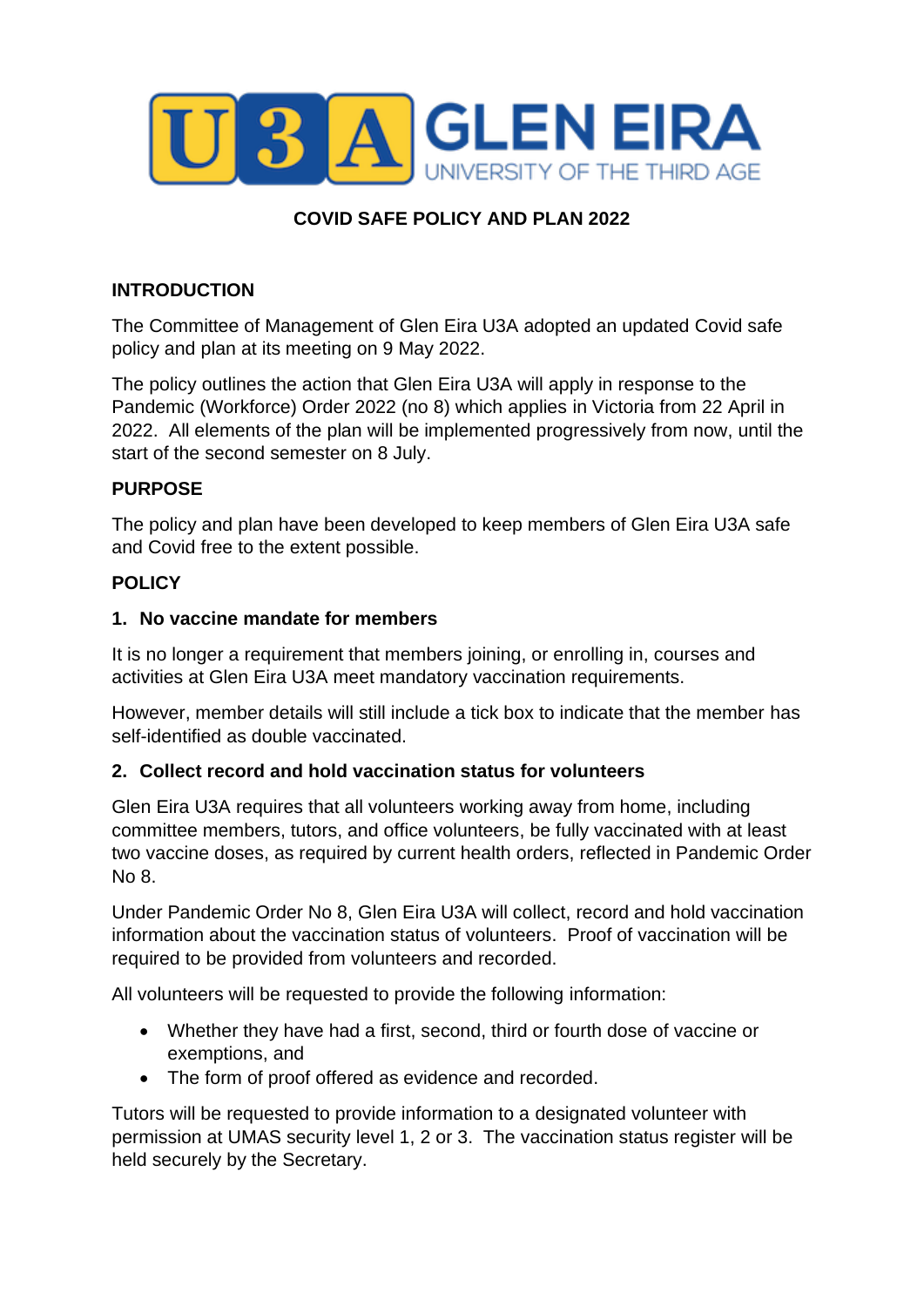# COVID SAFE POLICY AND PLAN 2022

## INTRODUCTION

The Committee of Management of Glen Eira U3A adopted an updated Covid safe policy and plan at its meeting on 9 May 2022.

The policy outlines the action that Glen Eira U3A will apply in response to the Pandemic (Workforce) Order 2022 (no 8) which applies in Victoria from 22 April in 2022. All elements of the plan will be implemented progressively from now, until the start of the second semester on 8 July.

## PURPOSE

The policy and plan have been developed to keep members of Glen Eira U3A safe and Covid free to the extent possible.

## POLICY

### 1. No vaccine mandate for members

It is no longer a requirement that members joining, or enrolling in, courses and activities at Glen Eira U3A meet mandatory vaccination requirements.

However, member details will still include a tick box to indicate that the member has self-identified as double vaccinated.

### 2. Collect record and hold vaccination status for volunteers

Glen Eira U3A requires that all volunteers working away from home, including committee members, tutors, and office volunteers, be fully vaccinated with at least two vaccine doses, as required by current health orders, reflected in Pandemic Order No 8.

Under Pandemic Order No 8, Glen Eira U3A will collect, record and hold vaccination information about the vaccination status of volunteers. Proof of vaccination will be required to be provided from volunteers and recorded.

All volunteers will be requested to provide the following information:

- Whether they have had a first, second, third or fourth dose of vaccine or exemptions, and
- The form of proof offered as evidence and recorded.

Tutors will be requested to provide information to a designated volunteer with permission at UMAS security level 1, 2 or 3. The vaccination status register will be held securely by the Secretary.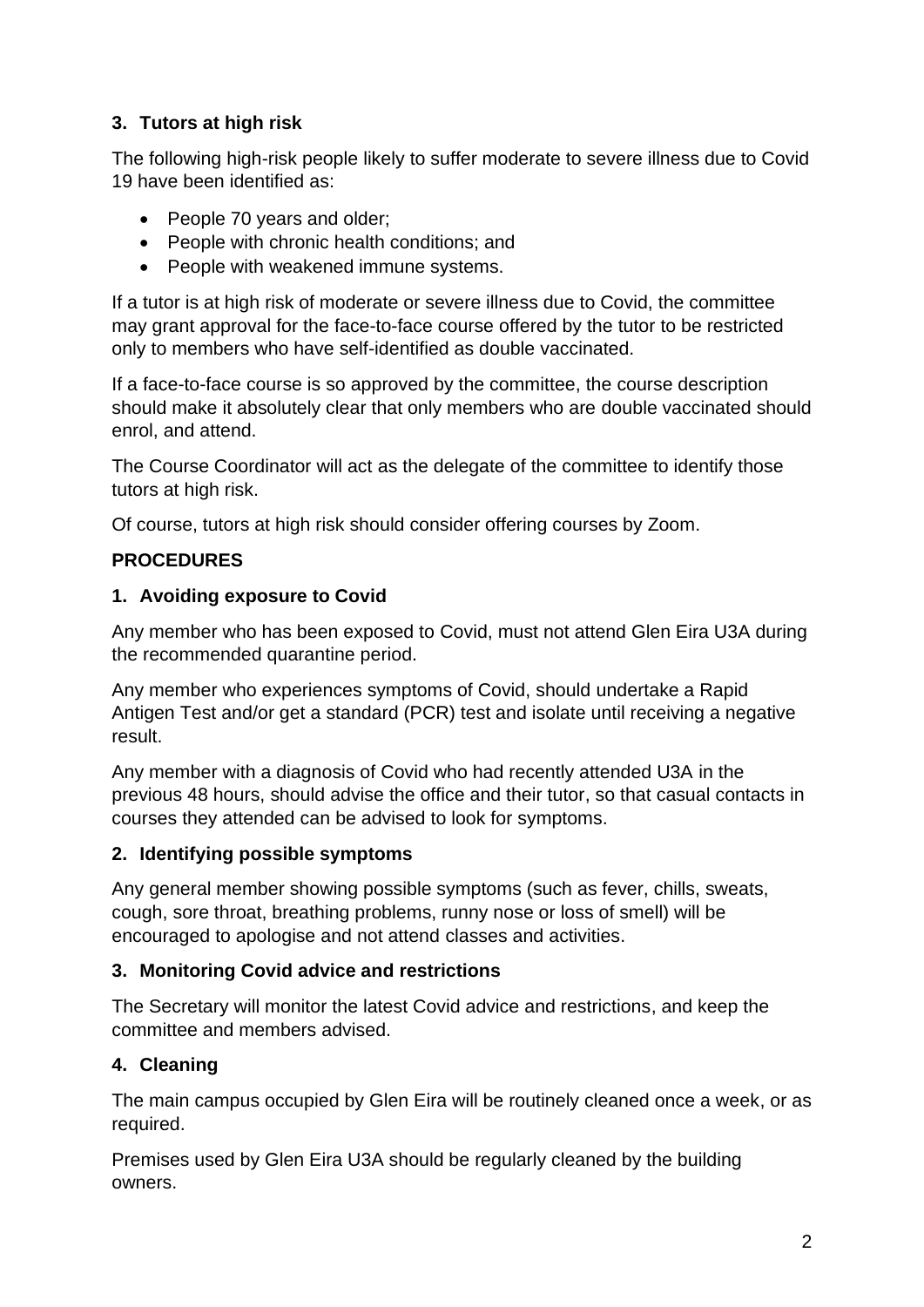### 3. Tutors at high risk

The following high-risk people likely to suffer moderate to severe illness due to Covid 19 have been identified as:

- People 70 years and older;
- People with chronic health conditions; and
- People with weakened immune systems.

If a tutor is at high risk of moderate or severe illness due to Covid, the committee may grant approval for the face-to-face course offered by the tutor to be restricted only to members who have self-identified as double vaccinated.

If a face-to-face course is so approved by the committee, the course description should make it absolutely clear that only members who are double vaccinated should enrol, and attend.

The Course Coordinator will act as the delegate of the committee to identify those tutors at high risk.

Of course, tutors at high risk should consider offering courses by Zoom.

## PROCEDURES

### 1. Avoiding exposure to Covid

Any member who has been exposed to Covid, must not attend Glen Eira U3A during the recommended quarantine period.

Any member who experiences symptoms of Covid, should undertake a Rapid Antigen Test and/or get a standard (PCR) test and isolate until receiving a negative result.

Any member with a diagnosis of Covid who had recently attended U3A in the previous 48 hours, should advise the office and their tutor, so that casual contacts in courses they attended can be advised to look for symptoms.

### 2. Identifying possible symptoms

Any general member showing possible symptoms (such as fever, chills, sweats, cough, sore throat, breathing problems, runny nose or loss of smell) will be encouraged to apologise and not attend classes and activities.

### 3. Monitoring Covid advice and restrictions

The Secretary will monitor the latest Covid advice and restrictions, and keep the committee and members advised.

### 4. Cleaning

The main campus occupied by Glen Eira will be routinely cleaned once a week, or as required.

Premises used by Glen Eira U3A should be regularly cleaned by the building owners.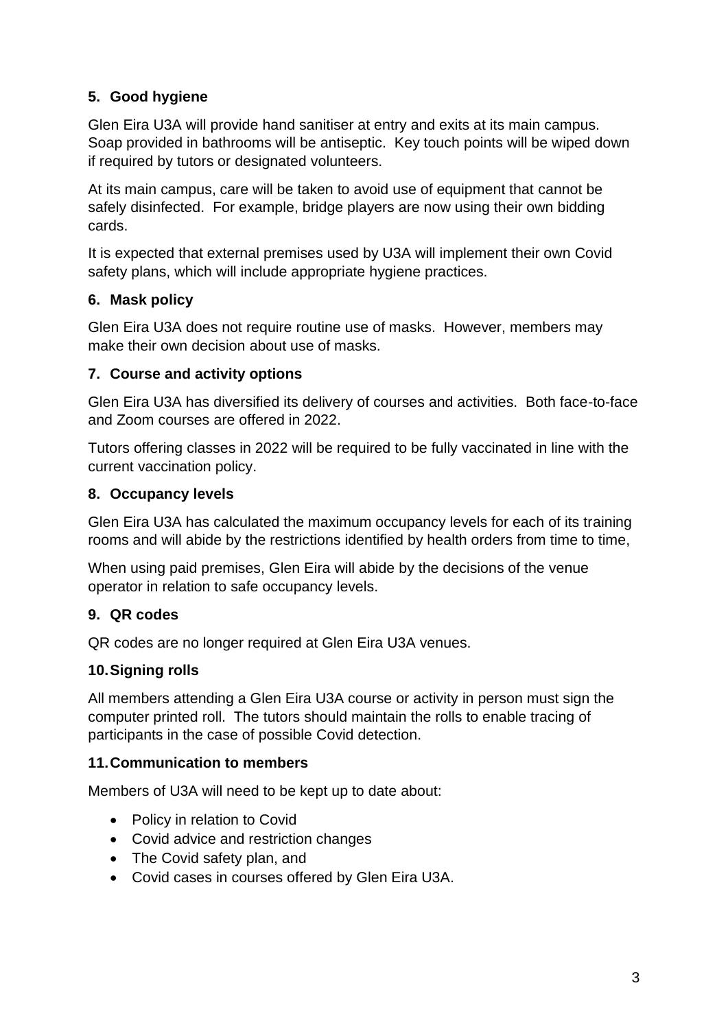### 5. Good hygiene

Glen Eira U3A will provide hand sanitiser at entry and exits at its main campus. Soap provided in bathrooms will be antiseptic. Key touch points will be wiped down if required by tutors or designated volunteers.

At its main campus, care will be taken to avoid use of equipment that cannot be safely disinfected. For example, bridge players are now using their own bidding cards.

It is expected that external premises used by U3A will implement their own Covid safety plans, which will include appropriate hygiene practices.

### 6. Mask policy

Glen Eira U3A does not require routine use of masks. However, members may make their own decision about use of masks.

### 7. Course and activity options

Glen Eira U3A has diversified its delivery of courses and activities. Both face-to-face and Zoom courses are offered in 2022.

Tutors offering classes in 2022 will be required to be fully vaccinated in line with the current vaccination policy.

### 8. Occupancy levels

Glen Eira U3A has calculated the maximum occupancy levels for each of its training rooms and will abide by the restrictions identified by health orders from time to time,

When using paid premises, Glen Eira will abide by the decisions of the venue operator in relation to safe occupancy levels.

### 9. QR codes

QR codes are no longer required at Glen Eira U3A venues.

### 10. Signing rolls

All members attending a Glen Eira U3A course or activity in person must sign the computer printed roll. The tutors should maintain the rolls to enable tracing of participants in the case of possible Covid detection.

### 11. Communication to members

Members of U3A will need to be kept up to date about:

- Policy in relation to Covid
- Covid advice and restriction changes
- The Covid safety plan, and
- Covid cases in courses offered by Glen Eira U3A.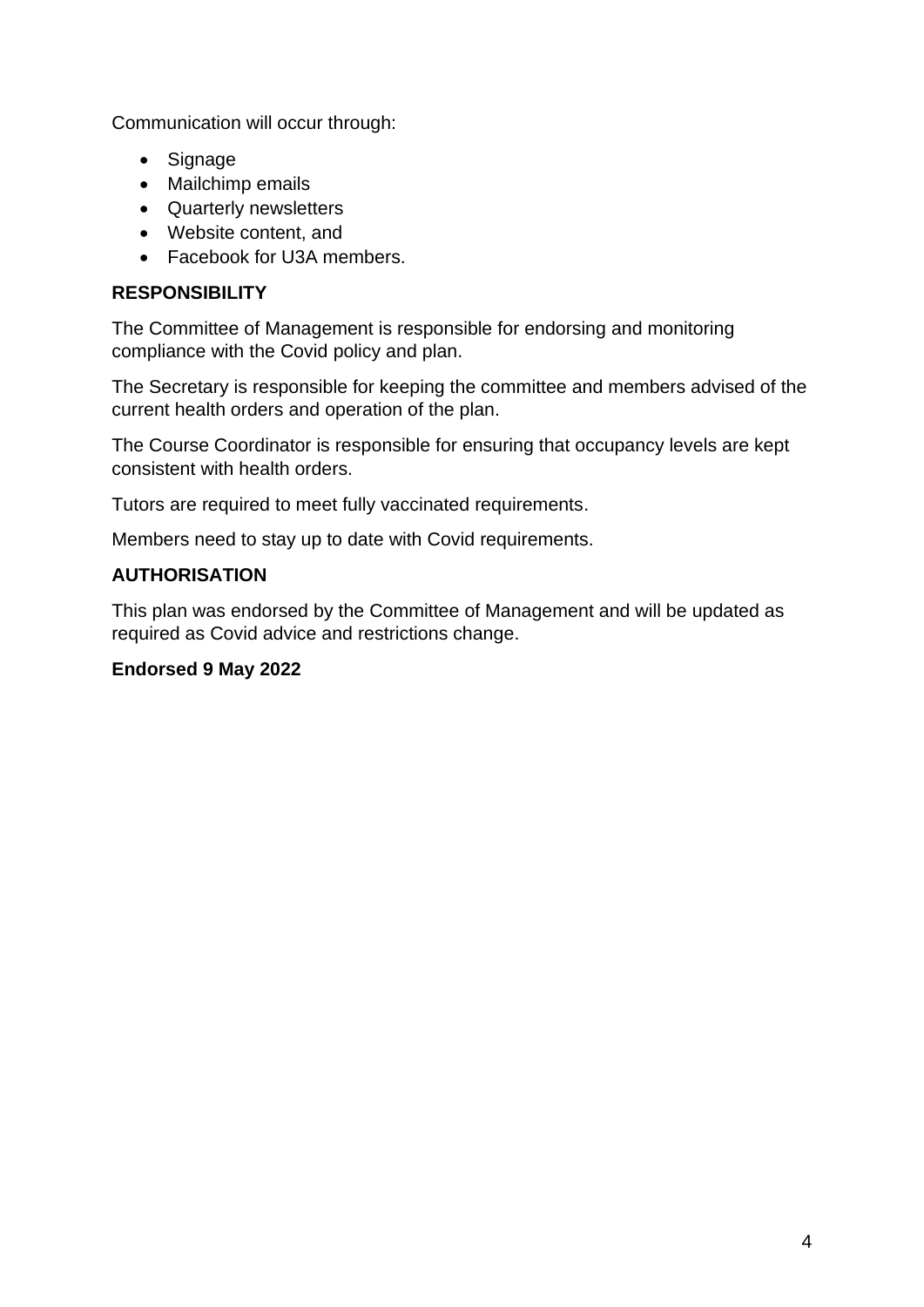Communication will occur through:

- Signage
- Mailchimp emails
- Quarterly newsletters
- Website content, and
- Facebook for U3A members.

## RESPONSIBILITY

The Committee of Management is responsible for endorsing and monitoring compliance with the Covid policy and plan.

The Secretary is responsible for keeping the committee and members advised of the current health orders and operation of the plan.

The Course Coordinator is responsible for ensuring that occupancy levels are kept consistent with health orders.

Tutors are required to meet fully vaccinated requirements.

Members need to stay up to date with Covid requirements.

## AUTHORISATION

This plan was endorsed by the Committee of Management and will be updated as required as Covid advice and restrictions change.

**Endorsed 9 May 2022**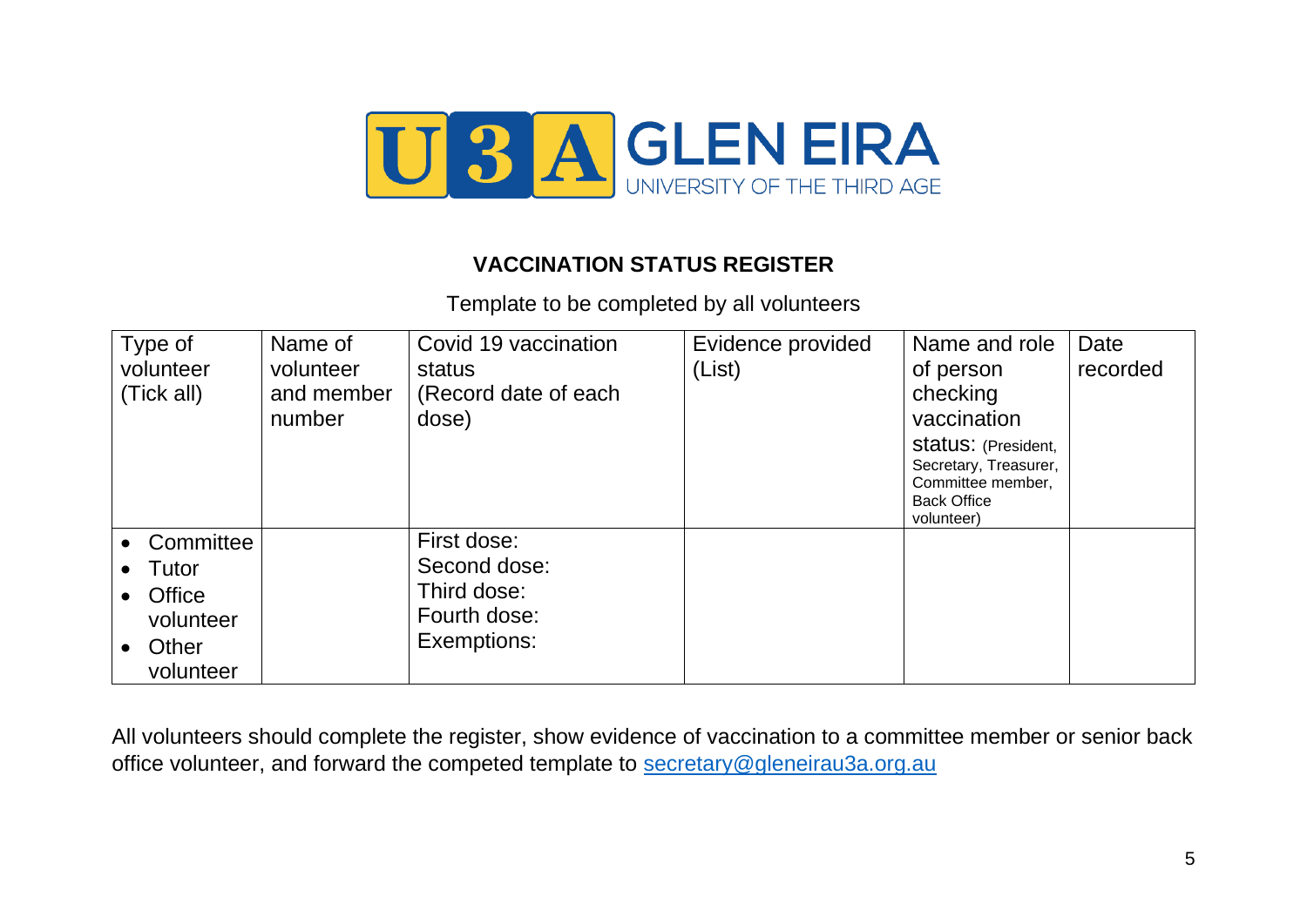U3A GLEN EIRA
UNIVERSITY OF THE THIRD AGE

## VACCINATION STATUS REGISTER

Template to be completed by all volunteers

| Type of volunteer (Tick all) | Name of volunteer and member number | Covid 19 vaccination status (Record date of each dose) | Evidence provided (List) | Name and role of person checking vaccination status: (President, Secretary, Treasurer, Committee member, Back Office volunteer) | Date recorded |
|---|---|---|---|---|---|
| • Committee<br>• Tutor<br>• Office volunteer<br>• Other volunteer | | First dose:<br>Second dose:<br>Third dose:<br>Fourth dose:<br>Exemptions: | | | |

All volunteers should complete the register, show evidence of vaccination to a committee member or senior back office volunteer, and forward the competed template to [secretary@gleneirau3a.org.au](mailto:secretary@gleneirau3a.org.au)